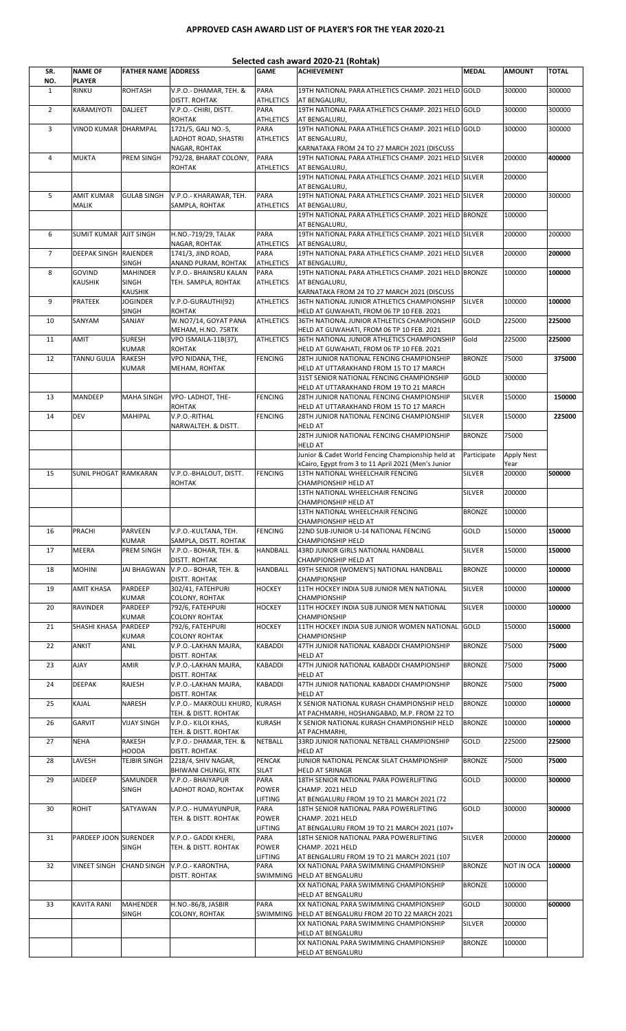# APPROVED CASH AWARD LIST OF PLAYER'S FOR THE YEAR 2020-21

## Selected cash award 2020-21 (Rohtak)

| SR. NO. | NAME OF PLAYER | FATHER NAME | ADDRESS | GAME | ACHIEVEMENT | MEDAL | AMOUNT | TOTAL |
|---|---|---|---|---|---|---|---|---|
| 1 | RINKU | ROHTASH | V.P.O.- DHAMAR, TEH. & DISTT. ROHTAK | PARA ATHLETICS | 19TH NATIONAL PARA ATHLETICS CHAMP. 2021 HELD AT BENGALURU, | GOLD | 300000 | 300000 |
| 2 | KARAMJYOTI | DALJEET | V.P.O.- CHIRI, DISTT. ROHTAK | PARA ATHLETICS | 19TH NATIONAL PARA ATHLETICS CHAMP. 2021 HELD AT BENGALURU, | GOLD | 300000 | 300000 |
| 3 | VINOD KUMAR | DHARMPAL | 1721/5, GALI NO.-5, LADHOT ROAD, SHASTRI NAGAR, ROHTAK | PARA ATHLETICS | 19TH NATIONAL PARA ATHLETICS CHAMP. 2021 HELD AT BENGALURU, KARNATAKA FROM 24 TO 27 MARCH 2021 (DISCUSS | GOLD | 300000 | 300000 |
| 4 | MUKTA | PREM SINGH | 792/28, BHARAT COLONY, ROHTAK | PARA ATHLETICS | 19TH NATIONAL PARA ATHLETICS CHAMP. 2021 HELD AT BENGALURU, | SILVER | 200000 | 400000 |
| | | | | | 19TH NATIONAL PARA ATHLETICS CHAMP. 2021 HELD AT BENGALURU, | SILVER | 200000 | |
| 5 | AMIT KUMAR MALIK | GULAB SINGH | V.P.O.- KHARAWAR, TEH. SAMPLA, ROHTAK | PARA ATHLETICS | 19TH NATIONAL PARA ATHLETICS CHAMP. 2021 HELD AT BENGALURU, | SILVER | 200000 | 300000 |
| | | | | | 19TH NATIONAL PARA ATHLETICS CHAMP. 2021 HELD AT BENGALURU, | BRONZE | 100000 | |
| 6 | SUMIT KUMAR | AJIT SINGH | H.NO.-719/29, TALAK NAGAR, ROHTAK | PARA ATHLETICS | 19TH NATIONAL PARA ATHLETICS CHAMP. 2021 HELD AT BENGALURU, | SILVER | 200000 | 200000 |
| 7 | DEEPAK SINGH | RAJENDER SINGH | 1741/3, JIND ROAD, ANAND PURAM, ROHTAK | PARA ATHLETICS | 19TH NATIONAL PARA ATHLETICS CHAMP. 2021 HELD AT BENGALURU, | SILVER | 200000 | 200000 |
| 8 | GOVIND KAUSHIK | MAHINDER SINGH KAUSHIK | V.P.O.- BHAINSRU KALAN TEH. SAMPLA, ROHTAK | PARA ATHLETICS | 19TH NATIONAL PARA ATHLETICS CHAMP. 2021 HELD AT BENGALURU, KARNATAKA FROM 24 TO 27 MARCH 2021 (DISCUSS | BRONZE | 100000 | 100000 |
| 9 | PRATEEK | JOGINDER SINGH | V.P.O-GURAUTHI(92) ROHTAK | ATHLETICS | 36TH NATIONAL JUNIOR ATHLETICS CHAMPIONSHIP HELD AT GUWAHATI, FROM 06 TP 10 FEB. 2021 | SILVER | 100000 | 100000 |
| 10 | SANYAM | SANJAY | W.NO7/14, GOYAT PANA MEHAM, H.NO. 75RTK | ATHLETICS | 36TH NATIONAL JUNIOR ATHLETICS CHAMPIONSHIP HELD AT GUWAHATI, FROM 06 TP 10 FEB. 2021 | GOLD | 225000 | 225000 |
| 11 | AMIT | SURESH KUMAR | VPO ISMAILA-11B(37), ROHTAK | ATHLETICS | 36TH NATIONAL JUNIOR ATHLETICS CHAMPIONSHIP HELD AT GUWAHATI, FROM 06 TP 10 FEB. 2021 | Gold | 225000 | 225000 |
| 12 | TANNU GULIA | RAKESH KUMAR | VPO NIDANA, THE, MEHAM, ROHTAK | FENCING | 28TH JUNIOR NATIONAL FENCING CHAMPIONSHIP HELD AT UTTARAKHAND FROM 15 TO 17 MARCH | BRONZE | 75000 | 375000 |
| | | | | | 31ST SENIOR NATIONAL FENCING CHAMPIONSHIP HELD AT UTTARAKHAND FROM 19 TO 21 MARCH | GOLD | 300000 | |
| 13 | MANDEEP | MAHA SINGH | VPO- LADHOT, THE- ROHTAK | FENCING | 28TH JUNIOR NATIONAL FENCING CHAMPIONSHIP HELD AT UTTARAKHAND FROM 15 TO 17 MARCH | SILVER | 150000 | 150000 |
| 14 | DEV | MAHIPAL | V.P.O.-RITHAL NARWALTEH. & DISTT. | FENCING | 28TH JUNIOR NATIONAL FENCING CHAMPIONSHIP HELD AT | SILVER | 150000 | 225000 |
| | | | | | 28TH JUNIOR NATIONAL FENCING CHAMPIONSHIP HELD AT | BRONZE | 75000 | |
| | | | | | Junior & Cadet World Fencing Championship held at kCairo, Egypt from 3 to 11 April 2021 (Men's Junior | Participate | Apply Nest Year | |
| 15 | SUNIL PHOGAT | RAMKARAN | V.P.O.-BHALOUT, DISTT. ROHTAK | FENCING | 13TH NATIONAL WHEELCHAIR FENCING CHAMPIONSHIP HELD AT | SILVER | 200000 | 500000 |
| | | | | | 13TH NATIONAL WHEELCHAIR FENCING CHAMPIONSHIP HELD AT | SILVER | 200000 | |
| | | | | | 13TH NATIONAL WHEELCHAIR FENCING CHAMPIONSHIP HELD AT | BRONZE | 100000 | |
| 16 | PRACHI | PARVEEN KUMAR | V.P.O.-KULTANA, TEH. SAMPLA, DISTT. ROHTAK | FENCING | 22ND SUB-JUNIOR U-14 NATIONAL FENCING CHAMPIONSHIP HELD | GOLD | 150000 | 150000 |
| 17 | MEERA | PREM SINGH | V.P.O.- BOHAR, TEH. & DISTT. ROHTAK | HANDBALL | 43RD JUNIOR GIRLS NATIONAL HANDBALL CHAMPIONSHIP HELD AT | SILVER | 150000 | 150000 |
| 18 | MOHINI | JAI BHAGWAN | V.P.O.- BOHAR, TEH. & DISTT. ROHTAK | HANDBALL | 49TH SENIOR (WOMEN'S) NATIONAL HANDBALL CHAMPIONSHIP | BRONZE | 100000 | 100000 |
| 19 | AMIT KHASA | PARDEEP KUMAR | 302/41, FATEHPURI COLONY, ROHTAK | HOCKEY | 11TH HOCKEY INDIA SUB JUNIOR MEN NATIONAL CHAMPIONSHIP | SILVER | 100000 | 100000 |
| 20 | RAVINDER | PARDEEP KUMAR | 792/26, FATEHPURI COLONY ROHTAK | HOCKEY | 11TH HOCKEY INDIA SUB JUNIOR MEN NATIONAL CHAMPIONSHIP | SILVER | 100000 | 100000 |
| 21 | SHASHI KHASA | PARDEEP KUMAR | 792/6, FATEHPURI COLONY ROHTAK | HOCKEY | 11TH HOCKEY INDIA SUB JUNIOR WOMEN NATIONAL CHAMPIONSHIP | GOLD | 150000 | 150000 |
| 22 | ANKIT | ANIL | V.P.O.-LAKHAN MAJRA, DISTT. ROHTAK | KABADDI | 47TH JUNIOR NATIONAL KABADDI CHAMPIONSHIP HELD AT | BRONZE | 75000 | 75000 |
| 23 | AJAY | AMIR | V.P.O.-LAKHAN MAJRA, DISTT. ROHTAK | KABADDI | 47TH JUNIOR NATIONAL KABADDI CHAMPIONSHIP HELD AT | BRONZE | 75000 | 75000 |
| 24 | DEEPAK | RAJESH | V.P.O.-LAKHAN MAJRA, DISTT. ROHTAK | KABADDI | 47TH JUNIOR NATIONAL KABADDI CHAMPIONSHIP HELD AT | BRONZE | 75000 | 75000 |
| 25 | KAJAL | NARESH | V.P.O.- MAKROULI KHURD, TEH. & DISTT. ROHTAK | KURASH | X SENIOR NATIONAL KURASH CHAMPIONSHIP HELD AT PACHMARHI, HOSHANGABAD, M.P. FROM 22 TO | BRONZE | 100000 | 100000 |
| 26 | GARVIT | VIJAY SINGH | V.P.O.- KILOI KHAS, TEH. & DISTT. ROHTAK | KURASH | X SENIOR NATIONAL KURASH CHAMPIONSHIP HELD AT PACHMARHI, | BRONZE | 100000 | 100000 |
| 27 | NEHA | RAKESH HOODA | V.P.O.- DHAMAR, TEH. & DISTT. ROHTAK | NETBALL | 33RD JUNIOR NATIONAL NETBALL CHAMPIONSHIP HELD AT | GOLD | 225000 | 225000 |
| 28 | LAVESH | TEJBIR SINGH | 2218/4, SHIV NAGAR, BHIWANI CHUNGI, RTK | PENCAK SILAT | JUNIOR NATIONAL PENCAK SILAT CHAMPIONSHIP HELD AT SRINAGR | BRONZE | 75000 | 75000 |
| 29 | JAIDEEP | SAMUNDER SINGH | V.P.O.- BHAIYAPUR LADHOT ROAD, ROHTAK | PARA POWER LIFTING | 18TH SENIOR NATIONAL PARA POWERLIFTING CHAMP. 2021 HELD AT BENGALURU FROM 19 TO 21 MARCH 2021 (72 | GOLD | 300000 | 300000 |
| 30 | ROHIT | SATYAWAN | V.P.O.- HUMAYUNPUR, TEH. & DISTT. ROHTAK | PARA POWER LIFTING | 18TH SENIOR NATIONAL PARA POWERLIFTING CHAMP. 2021 HELD AT BENGALURU FROM 19 TO 21 MARCH 2021 (107+ | GOLD | 300000 | 300000 |
| 31 | PARDEEP JOON | SURENDER SINGH | V.P.O.- GADDI KHERI, TEH. & DISTT. ROHTAK | PARA POWER LIFTING | 18TH SENIOR NATIONAL PARA POWERLIFTING CHAMP. 2021 HELD AT BENGALURU FROM 19 TO 21 MARCH 2021 (107 | SILVER | 200000 | 200000 |
| 32 | VINEET SINGH | CHAND SINGH | V.P.O.- KARONTHA, DISTT. ROHTAK | PARA SWIMMING | XX NATIONAL PARA SWIMMING CHAMPIONSHIP HELD AT BENGALURU | BRONZE | NOT IN OCA | 100000 |
| | | | | | XX NATIONAL PARA SWIMMING CHAMPIONSHIP HELD AT BENGALURU | BRONZE | 100000 | |
| 33 | KAVITA RANI | MAHENDER SINGH | H.NO.-86/8, JASBIR COLONY, ROHTAK | PARA SWIMMING | XX NATIONAL PARA SWIMMING CHAMPIONSHIP HELD AT BENGALURU FROM 20 TO 22 MARCH 2021 | GOLD | 300000 | 600000 |
| | | | | | XX NATIONAL PARA SWIMMING CHAMPIONSHIP HELD AT BENGALURU | SILVER | 200000 | |
| | | | | | XX NATIONAL PARA SWIMMING CHAMPIONSHIP HELD AT BENGALURU | BRONZE | 100000 | |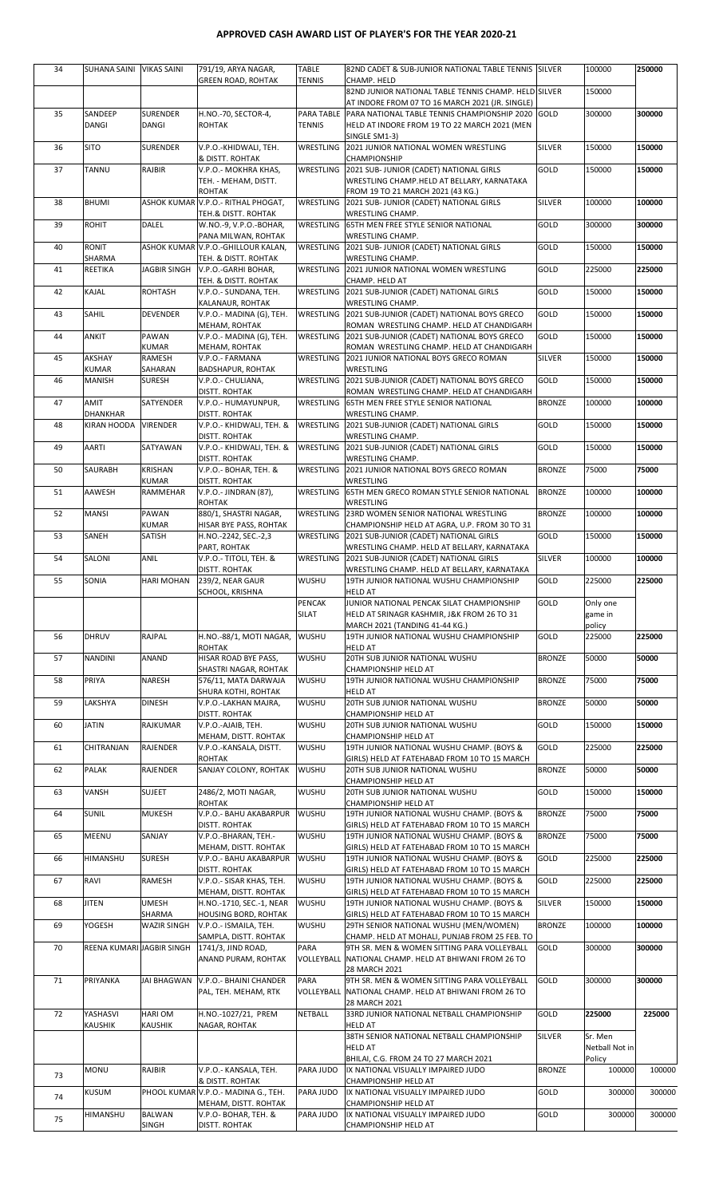# APPROVED CASH AWARD LIST OF PLAYER'S FOR THE YEAR 2020-21

| 34 | SUHANA SAINI | VIKAS SAINI | 791/19, ARYA NAGAR, GREEN ROAD, ROHTAK | TABLE TENNIS | 82ND CADET & SUB-JUNIOR NATIONAL TABLE TENNIS CHAMP. HELD | SILVER | 100000 | 250000 |
|---|---|---|---|---|---|---|---|---|
| | | | | | 82ND JUNIOR NATIONAL TABLE TENNIS CHAMP. HELD AT INDORE FROM 07 TO 16 MARCH 2021 (JR. SINGLE) | SILVER | 150000 | |
| 35 | SANDEEP DANGI | SURENDER DANGI | H.NO.-70, SECTOR-4, ROHTAK | PARA TABLE TENNIS | PARA NATIONAL TABLE TENNIS CHAMPIONSHIP 2020 HELD AT INDORE FROM 19 TO 22 MARCH 2021 (MEN SINGLE SM1-3) | GOLD | 300000 | 300000 |
| 36 | SITO | SURENDER | V.P.O.-KHIDWALI, TEH. & DISTT. ROHTAK | WRESTLING | 2021 JUNIOR NATIONAL WOMEN WRESTLING CHAMPIONSHIP | SILVER | 150000 | 150000 |
| 37 | TANNU | RAJBIR | V.P.O.- MOKHRA KHAS, TEH. - MEHAM, DISTT. ROHTAK | WRESTLING | 2021 SUB- JUNIOR (CADET) NATIONAL GIRLS WRESTLING CHAMP.HELD AT BELLARY, KARNATAKA FROM 19 TO 21 MARCH 2021 (43 KG.) | GOLD | 150000 | 150000 |
| 38 | BHUMI | ASHOK KUMAR | V.P.O.- RITHAL PHOGAT, TEH.& DISTT. ROHTAK | WRESTLING | 2021 SUB- JUNIOR (CADET) NATIONAL GIRLS WRESTLING CHAMP. | SILVER | 100000 | 100000 |
| 39 | ROHIT | DALEL | W.NO.-9, V.P.O.-BOHAR, PANA MILWAN, ROHTAK | WRESTLING | 65TH MEN FREE STYLE SENIOR NATIONAL WRESTLING CHAMP. | GOLD | 300000 | 300000 |
| 40 | RONIT SHARMA | ASHOK KUMAR | V.P.O.-GHILLOUR KALAN, TEH. & DISTT. ROHTAK | WRESTLING | 2021 SUB- JUNIOR (CADET) NATIONAL GIRLS WRESTLING CHAMP. | GOLD | 150000 | 150000 |
| 41 | REETIKA | JAGBIR SINGH | V.P.O.-GARHI BOHAR, TEH. & DISTT. ROHTAK | WRESTLING | 2021 JUNIOR NATIONAL WOMEN WRESTLING CHAMP. HELD AT | GOLD | 225000 | 225000 |
| 42 | KAJAL | ROHTASH | V.P.O.- SUNDANA, TEH. KALANAUR, ROHTAK | WRESTLING | 2021 SUB-JUNIOR (CADET) NATIONAL GIRLS WRESTLING CHAMP. | GOLD | 150000 | 150000 |
| 43 | SAHIL | DEVENDER | V.P.O.- MADINA (G), TEH. MEHAM, ROHTAK | WRESTLING | 2021 SUB-JUNIOR (CADET) NATIONAL BOYS GRECO ROMAN WRESTLING CHAMP. HELD AT CHANDIGARH | GOLD | 150000 | 150000 |
| 44 | ANKIT | PAWAN KUMAR | V.P.O.- MADINA (G), TEH. MEHAM, ROHTAK | WRESTLING | 2021 SUB-JUNIOR (CADET) NATIONAL BOYS GRECO ROMAN WRESTLING CHAMP. HELD AT CHANDIGARH | GOLD | 150000 | 150000 |
| 45 | AKSHAY KUMAR | RAMESH SAHARAN | V.P.O.- FARMANA BADSHAPUR, ROHTAK | WRESTLING | 2021 JUNIOR NATIONAL BOYS GRECO ROMAN WRESTLING | SILVER | 150000 | 150000 |
| 46 | MANISH | SURESH | V.P.O.- CHULIANA, DISTT. ROHTAK | WRESTLING | 2021 SUB-JUNIOR (CADET) NATIONAL BOYS GRECO ROMAN WRESTLING CHAMP. HELD AT CHANDIGARH | GOLD | 150000 | 150000 |
| 47 | AMIT DHANKHAR | SATYENDER | V.P.O.- HUMAYUNPUR, DISTT. ROHTAK | WRESTLING | 65TH MEN FREE STYLE SENIOR NATIONAL WRESTLING CHAMP. | BRONZE | 100000 | 100000 |
| 48 | KIRAN HOODA | VIRENDER | V.P.O.- KHIDWALI, TEH. & DISTT. ROHTAK | WRESTLING | 2021 SUB-JUNIOR (CADET) NATIONAL GIRLS WRESTLING CHAMP. | GOLD | 150000 | 150000 |
| 49 | AARTI | SATYAWAN | V.P.O.- KHIDWALI, TEH. & DISTT. ROHTAK | WRESTLING | 2021 SUB-JUNIOR (CADET) NATIONAL GIRLS WRESTLING CHAMP. | GOLD | 150000 | 150000 |
| 50 | SAURABH | KRISHAN KUMAR | V.P.O.- BOHAR, TEH. & DISTT. ROHTAK | WRESTLING | 2021 JUNIOR NATIONAL BOYS GRECO ROMAN WRESTLING | BRONZE | 75000 | 75000 |
| 51 | AAWESH | RAMMEHAR | V.P.O.- JINDRAN (87), ROHTAK | WRESTLING | 65TH MEN GRECO ROMAN STYLE SENIOR NATIONAL WRESTLING | BRONZE | 100000 | 100000 |
| 52 | MANSI | PAWAN KUMAR | 880/1, SHASTRI NAGAR, HISAR BYE PASS, ROHTAK | WRESTLING | 23RD WOMEN SENIOR NATIONAL WRESTLING CHAMPIONSHIP HELD AT AGRA, U.P. FROM 30 TO 31 | BRONZE | 100000 | 100000 |
| 53 | SANEH | SATISH | H.NO.-2242, SEC.-2,3 PART, ROHTAK | WRESTLING | 2021 SUB-JUNIOR (CADET) NATIONAL GIRLS WRESTLING CHAMP. HELD AT BELLARY, KARNATAKA | GOLD | 150000 | 150000 |
| 54 | SALONI | ANIL | V.P.O.- TITOLI, TEH. & DISTT. ROHTAK | WRESTLING | 2021 SUB-JUNIOR (CADET) NATIONAL GIRLS WRESTLING CHAMP. HELD AT BELLARY, KARNATAKA | SILVER | 100000 | 100000 |
| 55 | SONIA | HARI MOHAN | 239/2, NEAR GAUR SCHOOL, KRISHNA | WUSHU | 19TH JUNIOR NATIONAL WUSHU CHAMPIONSHIP HELD AT | GOLD | 225000 | 225000 |
| | | | | PENCAK SILAT | JUNIOR NATIONAL PENCAK SILAT CHAMPIONSHIP HELD AT SRINAGR KASHMIR, J&K FROM 26 TO 31 MARCH 2021 (TANDING 41-44 KG.) | GOLD | Only one game in policy | |
| 56 | DHRUV | RAJPAL | H.NO.-88/1, MOTI NAGAR, ROHTAK | WUSHU | 19TH JUNIOR NATIONAL WUSHU CHAMPIONSHIP HELD AT | GOLD | 225000 | 225000 |
| 57 | NANDINI | ANAND | HISAR ROAD BYE PASS, SHASTRI NAGAR, ROHTAK | WUSHU | 20TH SUB JUNIOR NATIONAL WUSHU CHAMPIONSHIP HELD AT | BRONZE | 50000 | 50000 |
| 58 | PRIYA | NARESH | 576/11, MATA DARWAJA SHURA KOTHI, ROHTAK | WUSHU | 19TH JUNIOR NATIONAL WUSHU CHAMPIONSHIP HELD AT | BRONZE | 75000 | 75000 |
| 59 | LAKSHYA | DINESH | V.P.O.-LAKHAN MAJRA, DISTT. ROHTAK | WUSHU | 20TH SUB JUNIOR NATIONAL WUSHU CHAMPIONSHIP HELD AT | BRONZE | 50000 | 50000 |
| 60 | JATIN | RAJKUMAR | V.P.O.-AJAIB, TEH. MEHAM, DISTT. ROHTAK | WUSHU | 20TH SUB JUNIOR NATIONAL WUSHU CHAMPIONSHIP HELD AT | GOLD | 150000 | 150000 |
| 61 | CHITRANJAN | RAJENDER | V.P.O.-KANSALA, DISTT. ROHTAK | WUSHU | 19TH JUNIOR NATIONAL WUSHU CHAMP. (BOYS & GIRLS) HELD AT FATEHABAD FROM 10 TO 15 MARCH | GOLD | 225000 | 225000 |
| 62 | PALAK | RAJENDER | SANJAY COLONY, ROHTAK | WUSHU | 20TH SUB JUNIOR NATIONAL WUSHU CHAMPIONSHIP HELD AT | BRONZE | 50000 | 50000 |
| 63 | VANSH | SUJEET | 2486/2, MOTI NAGAR, ROHTAK | WUSHU | 20TH SUB JUNIOR NATIONAL WUSHU CHAMPIONSHIP HELD AT | GOLD | 150000 | 150000 |
| 64 | SUNIL | MUKESH | V.P.O.- BAHU AKABARPUR DISTT. ROHTAK | WUSHU | 19TH JUNIOR NATIONAL WUSHU CHAMP. (BOYS & GIRLS) HELD AT FATEHABAD FROM 10 TO 15 MARCH | BRONZE | 75000 | 75000 |
| 65 | MEENU | SANJAY | V.P.O.-BHARAN, TEH.- MEHAM, DISTT. ROHTAK | WUSHU | 19TH JUNIOR NATIONAL WUSHU CHAMP. (BOYS & GIRLS) HELD AT FATEHABAD FROM 10 TO 15 MARCH | BRONZE | 75000 | 75000 |
| 66 | HIMANSHU | SURESH | V.P.O.- BAHU AKABARPUR DISTT. ROHTAK | WUSHU | 19TH JUNIOR NATIONAL WUSHU CHAMP. (BOYS & GIRLS) HELD AT FATEHABAD FROM 10 TO 15 MARCH | GOLD | 225000 | 225000 |
| 67 | RAVI | RAMESH | V.P.O.- SISAR KHAS, TEH. MEHAM, DISTT. ROHTAK | WUSHU | 19TH JUNIOR NATIONAL WUSHU CHAMP. (BOYS & GIRLS) HELD AT FATEHABAD FROM 10 TO 15 MARCH | GOLD | 225000 | 225000 |
| 68 | JITEN | UMESH SHARMA | H.NO.-1710, SEC.-1, NEAR HOUSING BORD, ROHTAK | WUSHU | 19TH JUNIOR NATIONAL WUSHU CHAMP. (BOYS & GIRLS) HELD AT FATEHABAD FROM 10 TO 15 MARCH | SILVER | 150000 | 150000 |
| 69 | YOGESH | WAZIR SINGH | V.P.O.- ISMAILA, TEH. SAMPLA, DISTT. ROHTAK | WUSHU | 29TH SENIOR NATIONAL WUSHU (MEN/WOMEN) CHAMP. HELD AT MOHALI, PUNJAB FROM 25 FEB. TO | BRONZE | 100000 | 100000 |
| 70 | REENA KUMARI | JAGBIR SINGH | 1741/3, JIND ROAD, ANAND PURAM, ROHTAK | PARA VOLLEYBALL | 9TH SR. MEN & WOMEN SITTING PARA VOLLEYBALL NATIONAL CHAMP. HELD AT BHIWANI FROM 26 TO 28 MARCH 2021 | GOLD | 300000 | 300000 |
| 71 | PRIYANKA | JAI BHAGWAN | V.P.O.- BHAINI CHANDER PAL, TEH. MEHAM, RTK | PARA VOLLEYBALL | 9TH SR. MEN & WOMEN SITTING PARA VOLLEYBALL NATIONAL CHAMP. HELD AT BHIWANI FROM 26 TO 28 MARCH 2021 | GOLD | 300000 | 300000 |
| 72 | YASHASVI KAUSHIK | HARI OM KAUSHIK | H.NO.-1027/21, PREM NAGAR, ROHTAK | NETBALL | 33RD JUNIOR NATIONAL NETBALL CHAMPIONSHIP HELD AT | GOLD | 225000 | 225000 |
| | | | | | 38TH SENIOR NATIONAL NETBALL CHAMPIONSHIP HELD AT BHILAI, C.G. FROM 24 TO 27 MARCH 2021 | SILVER | Sr. Men Netball Not in Policy | |
| 73 | MONU | RAJBIR | V.P.O.- KANSALA, TEH. & DISTT. ROHTAK | PARA JUDO | IX NATIONAL VISUALLY IMPAIRED JUDO CHAMPIONSHIP HELD AT | BRONZE | 100000 | 100000 |
| 74 | KUSUM | PHOOL KUMAR | V.P.O.- MADINA G., TEH. MEHAM, DISTT. ROHTAK | PARA JUDO | IX NATIONAL VISUALLY IMPAIRED JUDO CHAMPIONSHIP HELD AT | GOLD | 300000 | 300000 |
| 75 | HIMANSHU | BALWAN SINGH | V.P.O- BOHAR, TEH. & DISTT. ROHTAK | PARA JUDO | IX NATIONAL VISUALLY IMPAIRED JUDO CHAMPIONSHIP HELD AT | GOLD | 300000 | 300000 |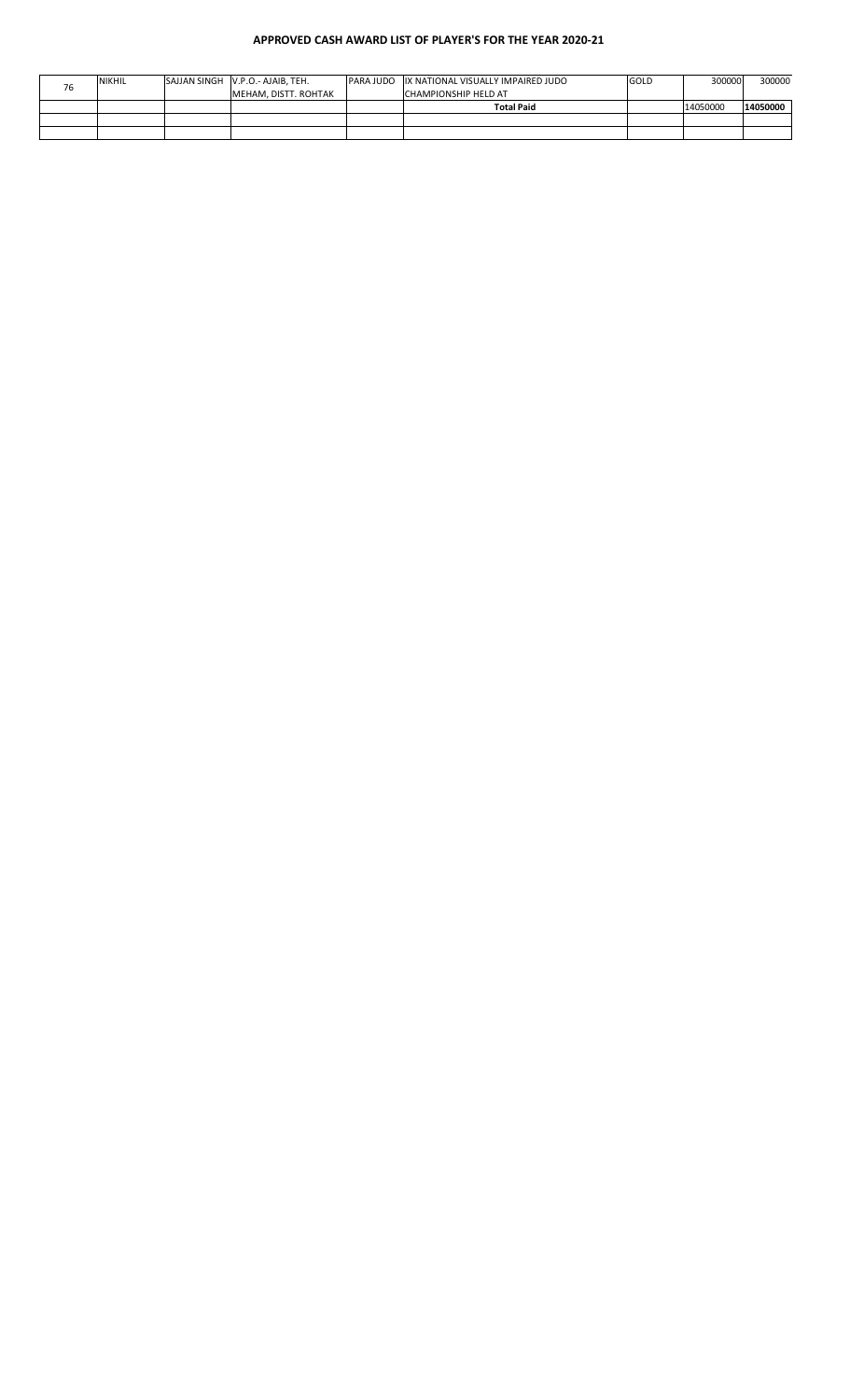## APPROVED CASH AWARD LIST OF PLAYER'S FOR THE YEAR 2020-21

| | | | | | | | | |
|---|---|---|---|---|---|---|---|---|
| 76 | NIKHIL | SAJJAN SINGH | V.P.O.- AJAIB, TEH. MEHAM, DISTT. ROHTAK | PARA JUDO | IX NATIONAL VISUALLY IMPAIRED JUDO CHAMPIONSHIP HELD AT | GOLD | 300000 | 300000 |
| | | | | | **Total Paid** | | 14050000 | **14050000** |
| | | | | | | | | |
| | | | | | | | | |